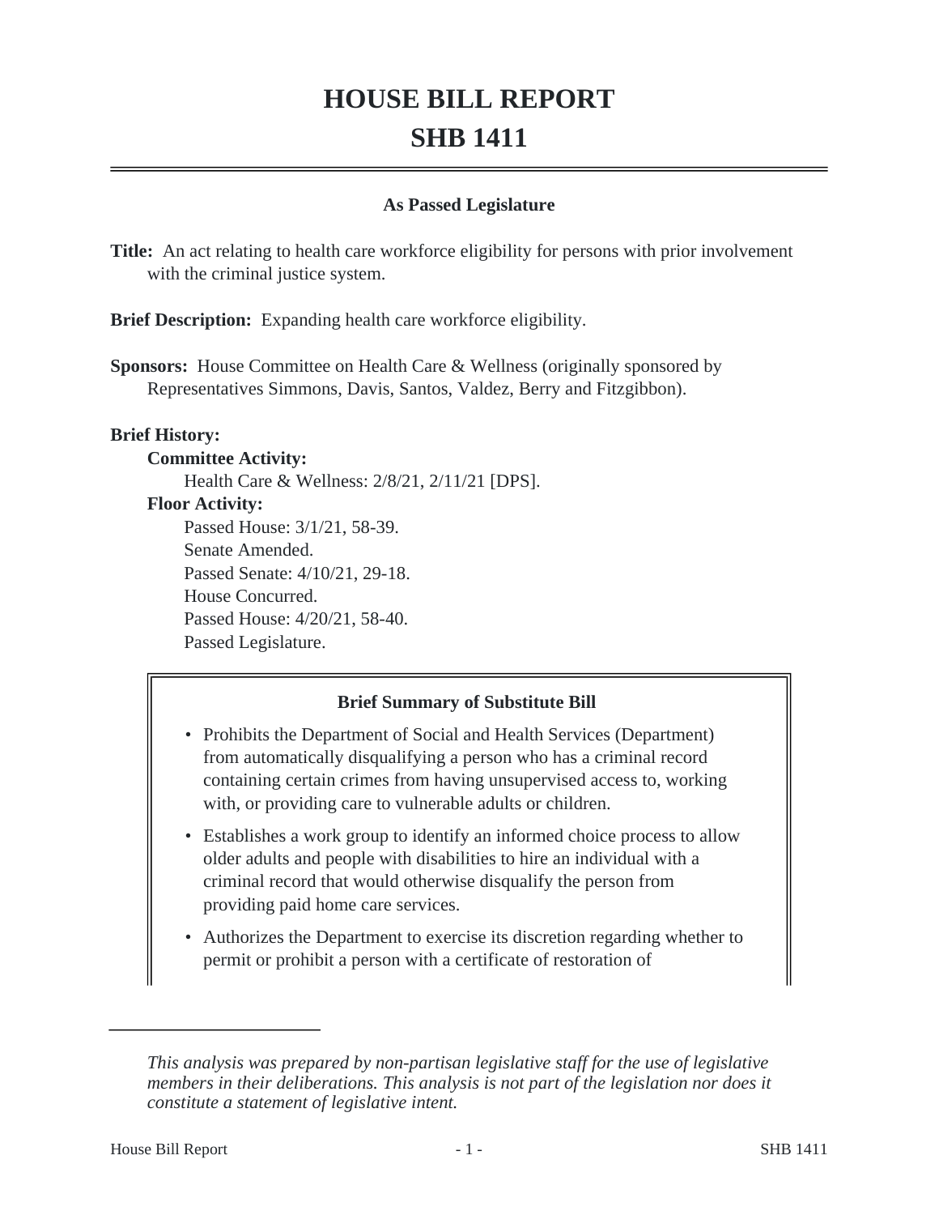# HOUSE BILL REPORT
# SHB 1411

**As Passed Legislature**

**Title:** An act relating to health care workforce eligibility for persons with prior involvement with the criminal justice system.

**Brief Description:** Expanding health care workforce eligibility.

**Sponsors:** House Committee on Health Care & Wellness (originally sponsored by Representatives Simmons, Davis, Santos, Valdez, Berry and Fitzgibbon).

**Brief History:**

**Committee Activity:**

Health Care & Wellness: 2/8/21, 2/11/21 [DPS].

**Floor Activity:**

Passed House: 3/1/21, 58-39.
Senate Amended.
Passed Senate: 4/10/21, 29-18.
House Concurred.
Passed House: 4/20/21, 58-40.
Passed Legislature.

**Brief Summary of Substitute Bill**

- Prohibits the Department of Social and Health Services (Department) from automatically disqualifying a person who has a criminal record containing certain crimes from having unsupervised access to, working with, or providing care to vulnerable adults or children.
- Establishes a work group to identify an informed choice process to allow older adults and people with disabilities to hire an individual with a criminal record that would otherwise disqualify the person from providing paid home care services.
- Authorizes the Department to exercise its discretion regarding whether to permit or prohibit a person with a certificate of restoration of

*This analysis was prepared by non-partisan legislative staff for the use of legislative members in their deliberations. This analysis is not part of the legislation nor does it constitute a statement of legislative intent.*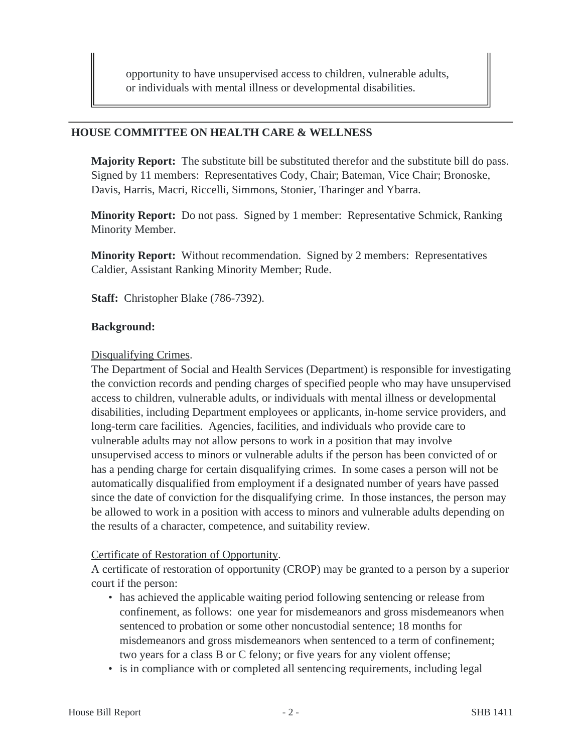opportunity to have unsupervised access to children, vulnerable adults, or individuals with mental illness or developmental disabilities.

## HOUSE COMMITTEE ON HEALTH CARE & WELLNESS

**Majority Report:** The substitute bill be substituted therefor and the substitute bill do pass. Signed by 11 members: Representatives Cody, Chair; Bateman, Vice Chair; Bronoske, Davis, Harris, Macri, Riccelli, Simmons, Stonier, Tharinger and Ybarra.

**Minority Report:** Do not pass. Signed by 1 member: Representative Schmick, Ranking Minority Member.

**Minority Report:** Without recommendation. Signed by 2 members: Representatives Caldier, Assistant Ranking Minority Member; Rude.

**Staff:** Christopher Blake (786-7392).

**Background:**

Disqualifying Crimes.

The Department of Social and Health Services (Department) is responsible for investigating the conviction records and pending charges of specified people who may have unsupervised access to children, vulnerable adults, or individuals with mental illness or developmental disabilities, including Department employees or applicants, in-home service providers, and long-term care facilities. Agencies, facilities, and individuals who provide care to vulnerable adults may not allow persons to work in a position that may involve unsupervised access to minors or vulnerable adults if the person has been convicted of or has a pending charge for certain disqualifying crimes. In some cases a person will not be automatically disqualified from employment if a designated number of years have passed since the date of conviction for the disqualifying crime. In those instances, the person may be allowed to work in a position with access to minors and vulnerable adults depending on the results of a character, competence, and suitability review.

Certificate of Restoration of Opportunity.

A certificate of restoration of opportunity (CROP) may be granted to a person by a superior court if the person:

- has achieved the applicable waiting period following sentencing or release from confinement, as follows: one year for misdemeanors and gross misdemeanors when sentenced to probation or some other noncustodial sentence; 18 months for misdemeanors and gross misdemeanors when sentenced to a term of confinement; two years for a class B or C felony; or five years for any violent offense;
- is in compliance with or completed all sentencing requirements, including legal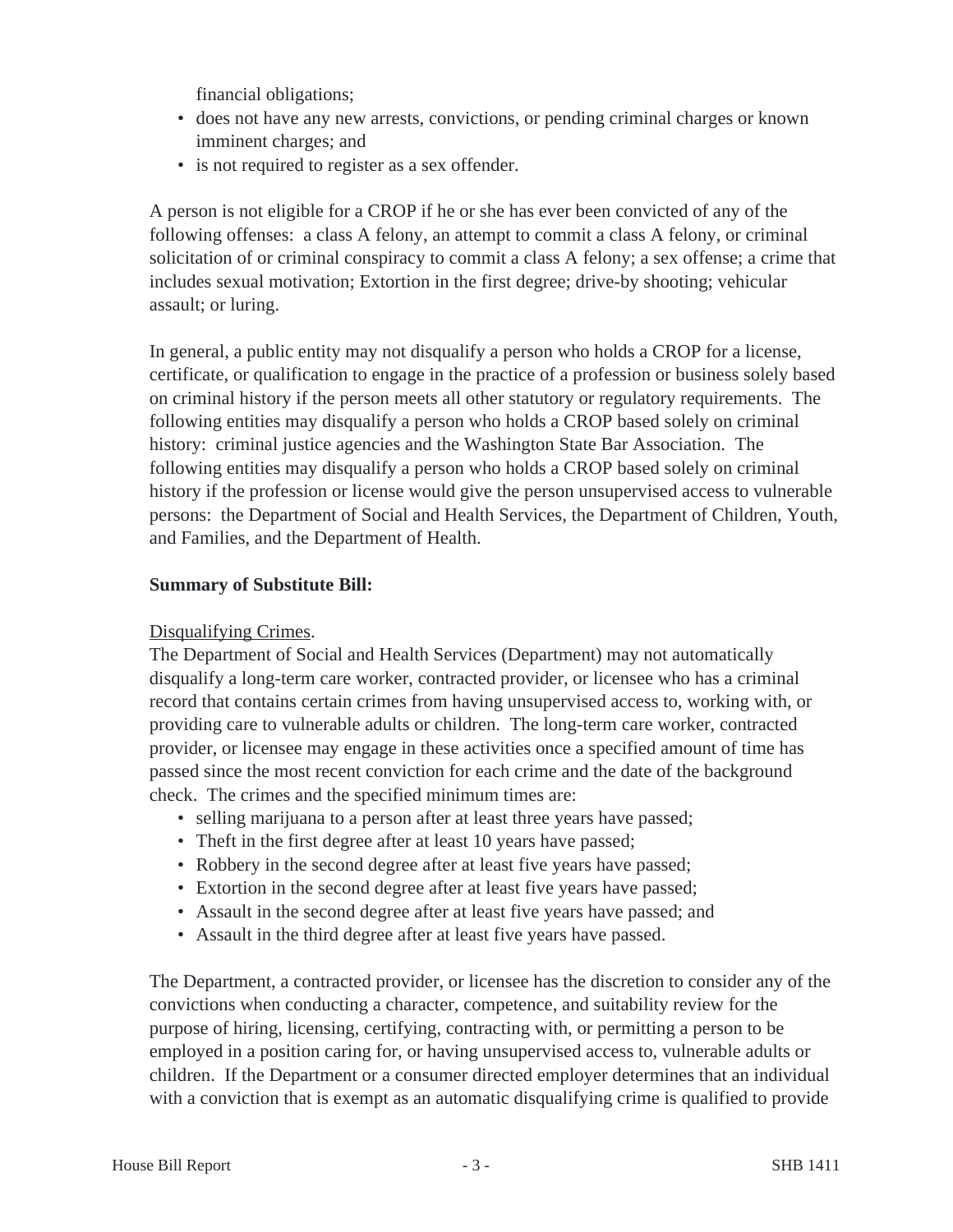financial obligations;
- does not have any new arrests, convictions, or pending criminal charges or known imminent charges; and
- is not required to register as a sex offender.

A person is not eligible for a CROP if he or she has ever been convicted of any of the following offenses: a class A felony, an attempt to commit a class A felony, or criminal solicitation of or criminal conspiracy to commit a class A felony; a sex offense; a crime that includes sexual motivation; Extortion in the first degree; drive-by shooting; vehicular assault; or luring.

In general, a public entity may not disqualify a person who holds a CROP for a license, certificate, or qualification to engage in the practice of a profession or business solely based on criminal history if the person meets all other statutory or regulatory requirements. The following entities may disqualify a person who holds a CROP based solely on criminal history: criminal justice agencies and the Washington State Bar Association. The following entities may disqualify a person who holds a CROP based solely on criminal history if the profession or license would give the person unsupervised access to vulnerable persons: the Department of Social and Health Services, the Department of Children, Youth, and Families, and the Department of Health.

**Summary of Substitute Bill:**

Disqualifying Crimes.

The Department of Social and Health Services (Department) may not automatically disqualify a long-term care worker, contracted provider, or licensee who has a criminal record that contains certain crimes from having unsupervised access to, working with, or providing care to vulnerable adults or children. The long-term care worker, contracted provider, or licensee may engage in these activities once a specified amount of time has passed since the most recent conviction for each crime and the date of the background check. The crimes and the specified minimum times are:

- selling marijuana to a person after at least three years have passed;
- Theft in the first degree after at least 10 years have passed;
- Robbery in the second degree after at least five years have passed;
- Extortion in the second degree after at least five years have passed;
- Assault in the second degree after at least five years have passed; and
- Assault in the third degree after at least five years have passed.

The Department, a contracted provider, or licensee has the discretion to consider any of the convictions when conducting a character, competence, and suitability review for the purpose of hiring, licensing, certifying, contracting with, or permitting a person to be employed in a position caring for, or having unsupervised access to, vulnerable adults or children. If the Department or a consumer directed employer determines that an individual with a conviction that is exempt as an automatic disqualifying crime is qualified to provide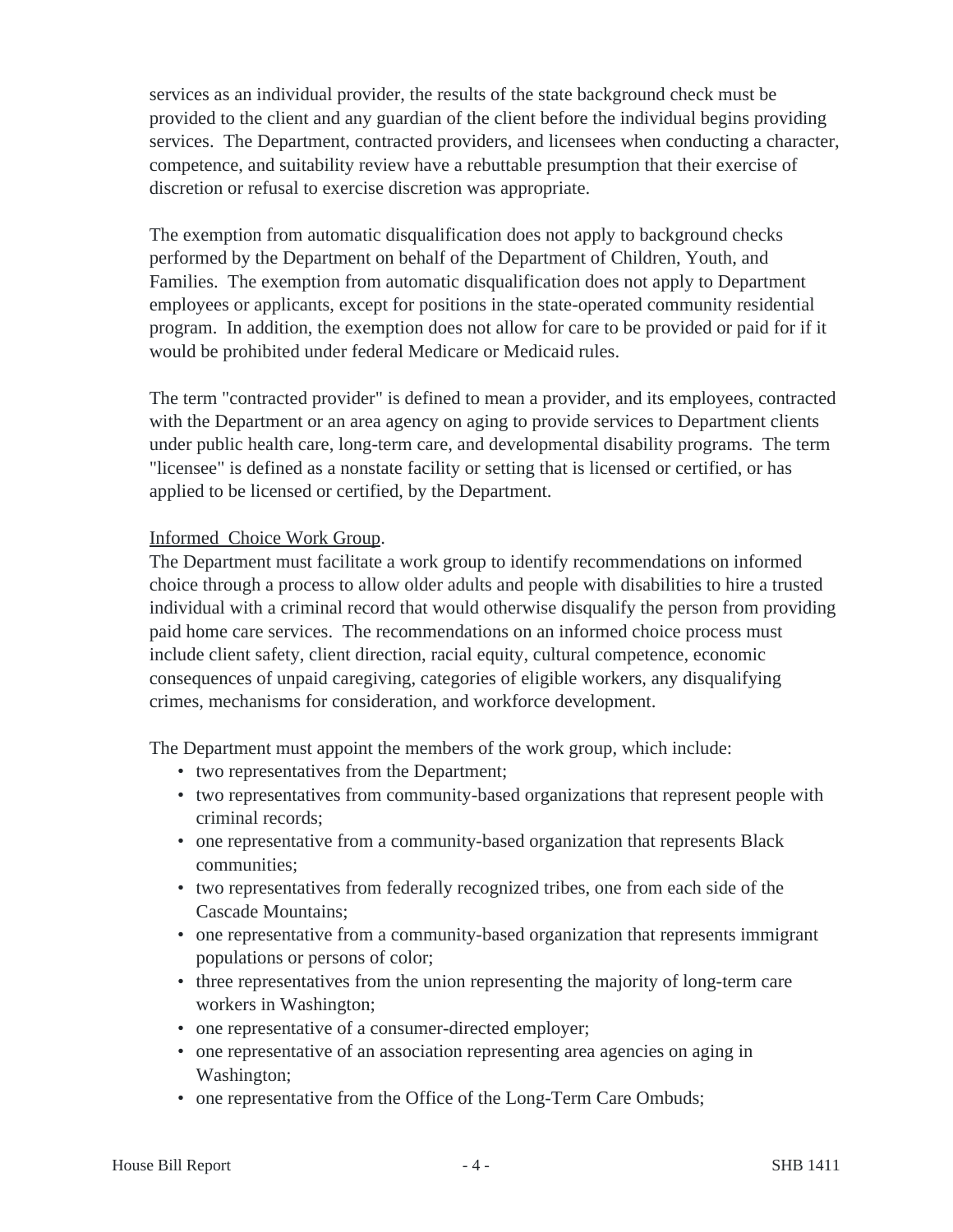services as an individual provider, the results of the state background check must be provided to the client and any guardian of the client before the individual begins providing services. The Department, contracted providers, and licensees when conducting a character, competence, and suitability review have a rebuttable presumption that their exercise of discretion or refusal to exercise discretion was appropriate.

The exemption from automatic disqualification does not apply to background checks performed by the Department on behalf of the Department of Children, Youth, and Families. The exemption from automatic disqualification does not apply to Department employees or applicants, except for positions in the state-operated community residential program. In addition, the exemption does not allow for care to be provided or paid for if it would be prohibited under federal Medicare or Medicaid rules.

The term "contracted provider" is defined to mean a provider, and its employees, contracted with the Department or an area agency on aging to provide services to Department clients under public health care, long-term care, and developmental disability programs. The term "licensee" is defined as a nonstate facility or setting that is licensed or certified, or has applied to be licensed or certified, by the Department.

Informed Choice Work Group.

The Department must facilitate a work group to identify recommendations on informed choice through a process to allow older adults and people with disabilities to hire a trusted individual with a criminal record that would otherwise disqualify the person from providing paid home care services. The recommendations on an informed choice process must include client safety, client direction, racial equity, cultural competence, economic consequences of unpaid caregiving, categories of eligible workers, any disqualifying crimes, mechanisms for consideration, and workforce development.

The Department must appoint the members of the work group, which include:

- two representatives from the Department;
- two representatives from community-based organizations that represent people with criminal records;
- one representative from a community-based organization that represents Black communities;
- two representatives from federally recognized tribes, one from each side of the Cascade Mountains;
- one representative from a community-based organization that represents immigrant populations or persons of color;
- three representatives from the union representing the majority of long-term care workers in Washington;
- one representative of a consumer-directed employer;
- one representative of an association representing area agencies on aging in Washington;
- one representative from the Office of the Long-Term Care Ombuds;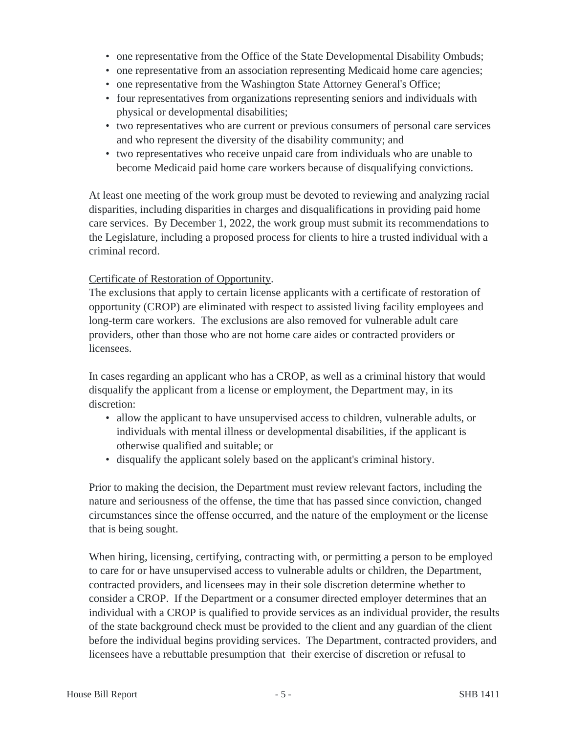- one representative from the Office of the State Developmental Disability Ombuds;
- one representative from an association representing Medicaid home care agencies;
- one representative from the Washington State Attorney General's Office;
- four representatives from organizations representing seniors and individuals with physical or developmental disabilities;
- two representatives who are current or previous consumers of personal care services and who represent the diversity of the disability community; and
- two representatives who receive unpaid care from individuals who are unable to become Medicaid paid home care workers because of disqualifying convictions.

At least one meeting of the work group must be devoted to reviewing and analyzing racial disparities, including disparities in charges and disqualifications in providing paid home care services. By December 1, 2022, the work group must submit its recommendations to the Legislature, including a proposed process for clients to hire a trusted individual with a criminal record.

Certificate of Restoration of Opportunity.

The exclusions that apply to certain license applicants with a certificate of restoration of opportunity (CROP) are eliminated with respect to assisted living facility employees and long-term care workers. The exclusions are also removed for vulnerable adult care providers, other than those who are not home care aides or contracted providers or licensees.

In cases regarding an applicant who has a CROP, as well as a criminal history that would disqualify the applicant from a license or employment, the Department may, in its discretion:

- allow the applicant to have unsupervised access to children, vulnerable adults, or individuals with mental illness or developmental disabilities, if the applicant is otherwise qualified and suitable; or
- disqualify the applicant solely based on the applicant's criminal history.

Prior to making the decision, the Department must review relevant factors, including the nature and seriousness of the offense, the time that has passed since conviction, changed circumstances since the offense occurred, and the nature of the employment or the license that is being sought.

When hiring, licensing, certifying, contracting with, or permitting a person to be employed to care for or have unsupervised access to vulnerable adults or children, the Department, contracted providers, and licensees may in their sole discretion determine whether to consider a CROP. If the Department or a consumer directed employer determines that an individual with a CROP is qualified to provide services as an individual provider, the results of the state background check must be provided to the client and any guardian of the client before the individual begins providing services. The Department, contracted providers, and licensees have a rebuttable presumption that their exercise of discretion or refusal to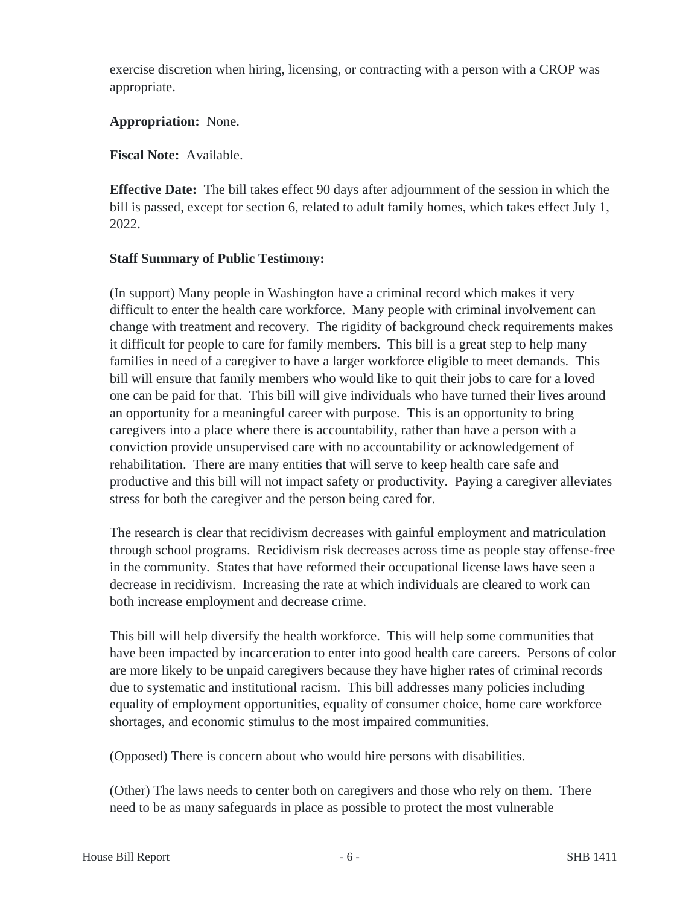exercise discretion when hiring, licensing, or contracting with a person with a CROP was appropriate.

**Appropriation:** None.

**Fiscal Note:** Available.

**Effective Date:** The bill takes effect 90 days after adjournment of the session in which the bill is passed, except for section 6, related to adult family homes, which takes effect July 1, 2022.

**Staff Summary of Public Testimony:**

(In support) Many people in Washington have a criminal record which makes it very difficult to enter the health care workforce. Many people with criminal involvement can change with treatment and recovery. The rigidity of background check requirements makes it difficult for people to care for family members. This bill is a great step to help many families in need of a caregiver to have a larger workforce eligible to meet demands. This bill will ensure that family members who would like to quit their jobs to care for a loved one can be paid for that. This bill will give individuals who have turned their lives around an opportunity for a meaningful career with purpose. This is an opportunity to bring caregivers into a place where there is accountability, rather than have a person with a conviction provide unsupervised care with no accountability or acknowledgement of rehabilitation. There are many entities that will serve to keep health care safe and productive and this bill will not impact safety or productivity. Paying a caregiver alleviates stress for both the caregiver and the person being cared for.

The research is clear that recidivism decreases with gainful employment and matriculation through school programs. Recidivism risk decreases across time as people stay offense-free in the community. States that have reformed their occupational license laws have seen a decrease in recidivism. Increasing the rate at which individuals are cleared to work can both increase employment and decrease crime.

This bill will help diversify the health workforce. This will help some communities that have been impacted by incarceration to enter into good health care careers. Persons of color are more likely to be unpaid caregivers because they have higher rates of criminal records due to systematic and institutional racism. This bill addresses many policies including equality of employment opportunities, equality of consumer choice, home care workforce shortages, and economic stimulus to the most impaired communities.

(Opposed) There is concern about who would hire persons with disabilities.

(Other) The laws needs to center both on caregivers and those who rely on them. There need to be as many safeguards in place as possible to protect the most vulnerable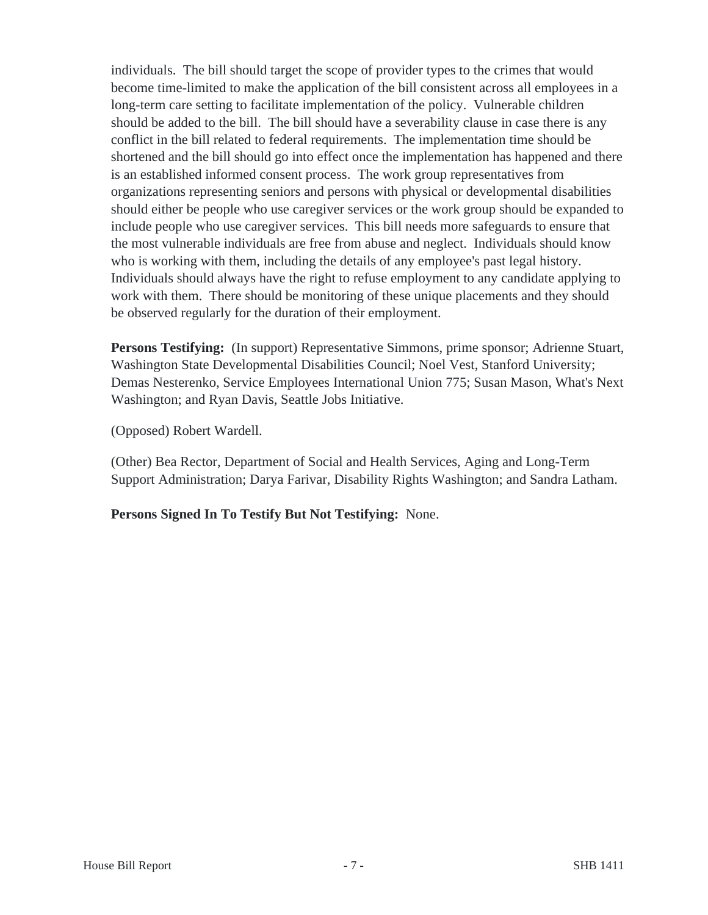individuals. The bill should target the scope of provider types to the crimes that would become time-limited to make the application of the bill consistent across all employees in a long-term care setting to facilitate implementation of the policy. Vulnerable children should be added to the bill. The bill should have a severability clause in case there is any conflict in the bill related to federal requirements. The implementation time should be shortened and the bill should go into effect once the implementation has happened and there is an established informed consent process. The work group representatives from organizations representing seniors and persons with physical or developmental disabilities should either be people who use caregiver services or the work group should be expanded to include people who use caregiver services. This bill needs more safeguards to ensure that the most vulnerable individuals are free from abuse and neglect. Individuals should know who is working with them, including the details of any employee's past legal history. Individuals should always have the right to refuse employment to any candidate applying to work with them. There should be monitoring of these unique placements and they should be observed regularly for the duration of their employment.

**Persons Testifying:** (In support) Representative Simmons, prime sponsor; Adrienne Stuart, Washington State Developmental Disabilities Council; Noel Vest, Stanford University; Demas Nesterenko, Service Employees International Union 775; Susan Mason, What's Next Washington; and Ryan Davis, Seattle Jobs Initiative.

(Opposed) Robert Wardell.

(Other) Bea Rector, Department of Social and Health Services, Aging and Long-Term Support Administration; Darya Farivar, Disability Rights Washington; and Sandra Latham.

**Persons Signed In To Testify But Not Testifying:** None.